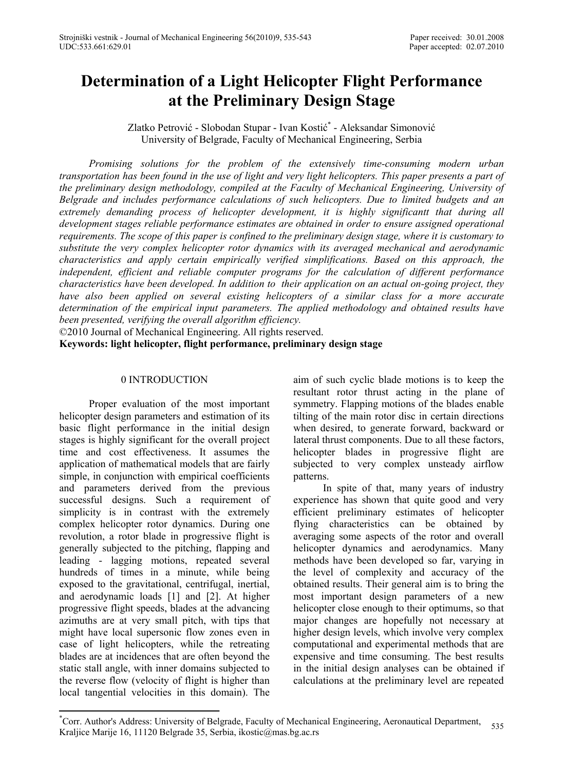# Determination of a Light Helicopter Flight Performance at the Preliminary Design Stage

Zlatko Petrović - Slobodan Stupar - Ivan Kostić* - Aleksandar Simonović
University of Belgrade, Faculty of Mechanical Engineering, Serbia

*Promising solutions for the problem of the extensively time-consuming modern urban transportation has been found in the use of light and very light helicopters. This paper presents a part of the preliminary design methodology, compiled at the Faculty of Mechanical Engineering, University of Belgrade and includes performance calculations of such helicopters. Due to limited budgets and an extremely demanding process of helicopter development, it is highly significantt that during all development stages reliable performance estimates are obtained in order to ensure assigned operational requirements. The scope of this paper is confined to the preliminary design stage, where it is customary to substitute the very complex helicopter rotor dynamics with its averaged mechanical and aerodynamic characteristics and apply certain empirically verified simplifications. Based on this approach, the independent, efficient and reliable computer programs for the calculation of different performance characteristics have been developed. In addition to their application on an actual on-going project, they have also been applied on several existing helicopters of a similar class for a more accurate determination of the empirical input parameters. The applied methodology and obtained results have been presented, verifying the overall algorithm efficiency.*

©2010 Journal of Mechanical Engineering. All rights reserved.

**Keywords: light helicopter, flight performance, preliminary design stage**

## 0 INTRODUCTION

Proper evaluation of the most important helicopter design parameters and estimation of its basic flight performance in the initial design stages is highly significant for the overall project time and cost effectiveness. It assumes the application of mathematical models that are fairly simple, in conjunction with empirical coefficients and parameters derived from the previous successful designs. Such a requirement of simplicity is in contrast with the extremely complex helicopter rotor dynamics. During one revolution, a rotor blade in progressive flight is generally subjected to the pitching, flapping and leading - lagging motions, repeated several hundreds of times in a minute, while being exposed to the gravitational, centrifugal, inertial, and aerodynamic loads [1] and [2]. At higher progressive flight speeds, blades at the advancing azimuths are at very small pitch, with tips that might have local supersonic flow zones even in case of light helicopters, while the retreating blades are at incidences that are often beyond the static stall angle, with inner domains subjected to the reverse flow (velocity of flight is higher than local tangential velocities in this domain). The aim of such cyclic blade motions is to keep the resultant rotor thrust acting in the plane of symmetry. Flapping motions of the blades enable tilting of the main rotor disc in certain directions when desired, to generate forward, backward or lateral thrust components. Due to all these factors, helicopter blades in progressive flight are subjected to very complex unsteady airflow patterns.

In spite of that, many years of industry experience has shown that quite good and very efficient preliminary estimates of helicopter flying characteristics can be obtained by averaging some aspects of the rotor and overall helicopter dynamics and aerodynamics. Many methods have been developed so far, varying in the level of complexity and accuracy of the obtained results. Their general aim is to bring the most important design parameters of a new helicopter close enough to their optimums, so that major changes are hopefully not necessary at higher design levels, which involve very complex computational and experimental methods that are expensive and time consuming. The best results in the initial design analyses can be obtained if calculations at the preliminary level are repeated

*Corr. Author's Address: University of Belgrade, Faculty of Mechanical Engineering, Aeronautical Department, Kraljice Marije 16, 11120 Belgrade 35, Serbia, ikostic@mas.bg.ac.rs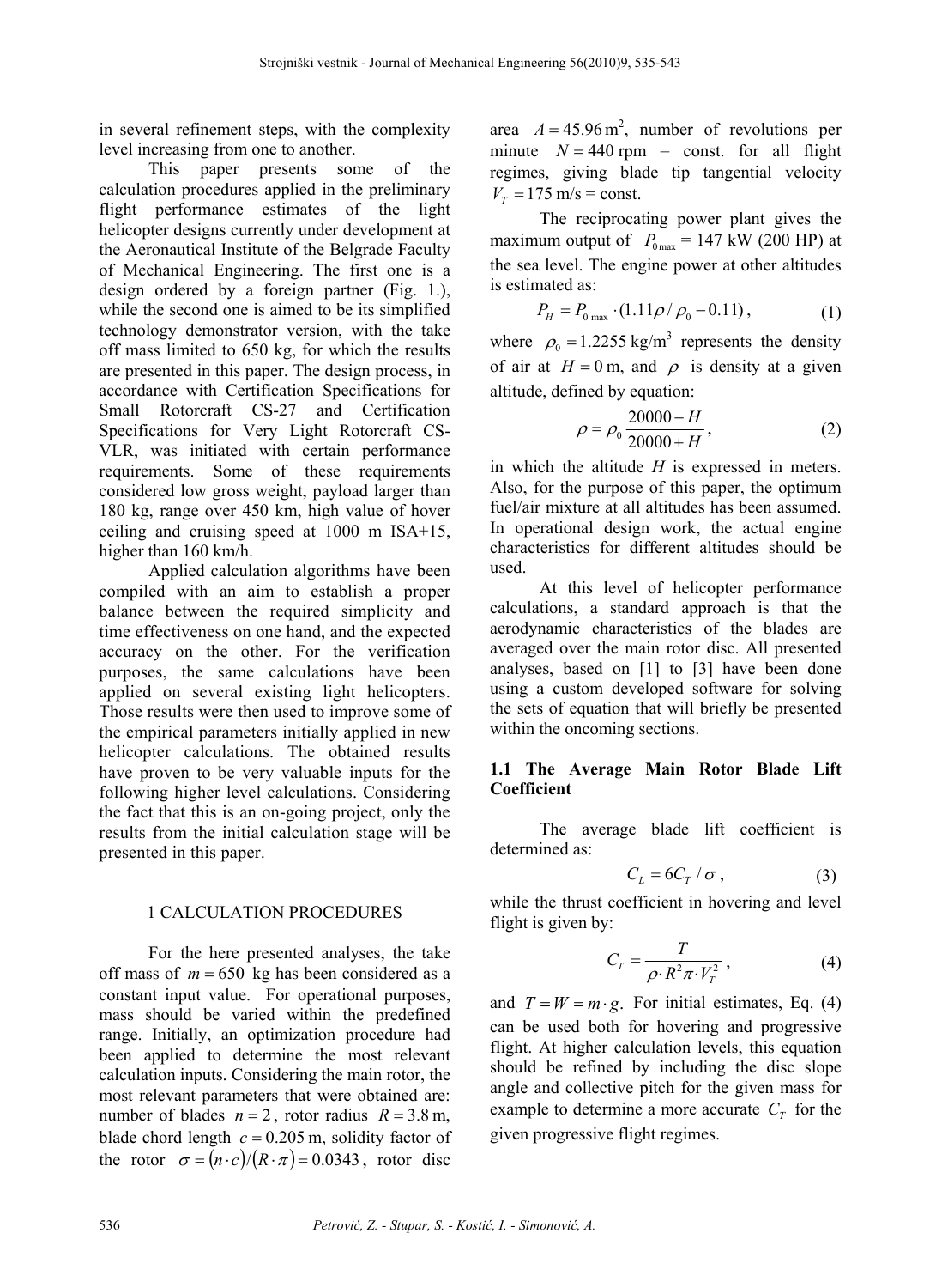in several refinement steps, with the complexity level increasing from one to another.

This paper presents some of the calculation procedures applied in the preliminary flight performance estimates of the light helicopter designs currently under development at the Aeronautical Institute of the Belgrade Faculty of Mechanical Engineering. The first one is a design ordered by a foreign partner (Fig. 1.), while the second one is aimed to be its simplified technology demonstrator version, with the take off mass limited to 650 kg, for which the results are presented in this paper. The design process, in accordance with Certification Specifications for Small Rotorcraft CS-27 and Certification Specifications for Very Light Rotorcraft CS-VLR, was initiated with certain performance requirements. Some of these requirements considered low gross weight, payload larger than 180 kg, range over 450 km, high value of hover ceiling and cruising speed at 1000 m ISA+15, higher than 160 km/h.

Applied calculation algorithms have been compiled with an aim to establish a proper balance between the required simplicity and time effectiveness on one hand, and the expected accuracy on the other. For the verification purposes, the same calculations have been applied on several existing light helicopters. Those results were then used to improve some of the empirical parameters initially applied in new helicopter calculations. The obtained results have proven to be very valuable inputs for the following higher level calculations. Considering the fact that this is an on-going project, only the results from the initial calculation stage will be presented in this paper.

## 1 CALCULATION PROCEDURES

For the here presented analyses, the take off mass of $m = 650$ kg has been considered as a constant input value. For operational purposes, mass should be varied within the predefined range. Initially, an optimization procedure had been applied to determine the most relevant calculation inputs. Considering the main rotor, the most relevant parameters that were obtained are: number of blades $n = 2$, rotor radius $R = 3.8$ m, blade chord length $c = 0.205$ m, solidity factor of the rotor $\sigma = (n \cdot c)/(R \cdot \pi) = 0.0343$, rotor disc area $A = 45.96\,\text{m}^2$, number of revolutions per minute $N = 440$ rpm = const. for all flight regimes, giving blade tip tangential velocity $V_T = 175$ m/s = const.

The reciprocating power plant gives the maximum output of $P_{0\max}$ = 147 kW (200 HP) at the sea level. The engine power at other altitudes is estimated as:

$$P_H = P_{0\max} \cdot (1.11\rho / \rho_0 - 0.11), \tag{1}$$

where $\rho_0 = 1.2255\,\text{kg/m}^3$ represents the density of air at $H = 0$ m, and $\rho$ is density at a given altitude, defined by equation:

$$\rho = \rho_0 \frac{20000 - H}{20000 + H}, \tag{2}$$

in which the altitude $H$ is expressed in meters. Also, for the purpose of this paper, the optimum fuel/air mixture at all altitudes has been assumed. In operational design work, the actual engine characteristics for different altitudes should be used.

At this level of helicopter performance calculations, a standard approach is that the aerodynamic characteristics of the blades are averaged over the main rotor disc. All presented analyses, based on [1] to [3] have been done using a custom developed software for solving the sets of equation that will briefly be presented within the oncoming sections.

### 1.1 The Average Main Rotor Blade Lift Coefficient

The average blade lift coefficient is determined as:

$$C_L = 6C_T / \sigma, \tag{3}$$

while the thrust coefficient in hovering and level flight is given by:

$$C_T = \frac{T}{\rho \cdot R^2 \pi \cdot V_T^2}, \tag{4}$$

and $T = W = m \cdot g$. For initial estimates, Eq. (4) can be used both for hovering and progressive flight. At higher calculation levels, this equation should be refined by including the disc slope angle and collective pitch for the given mass for example to determine a more accurate $C_T$ for the given progressive flight regimes.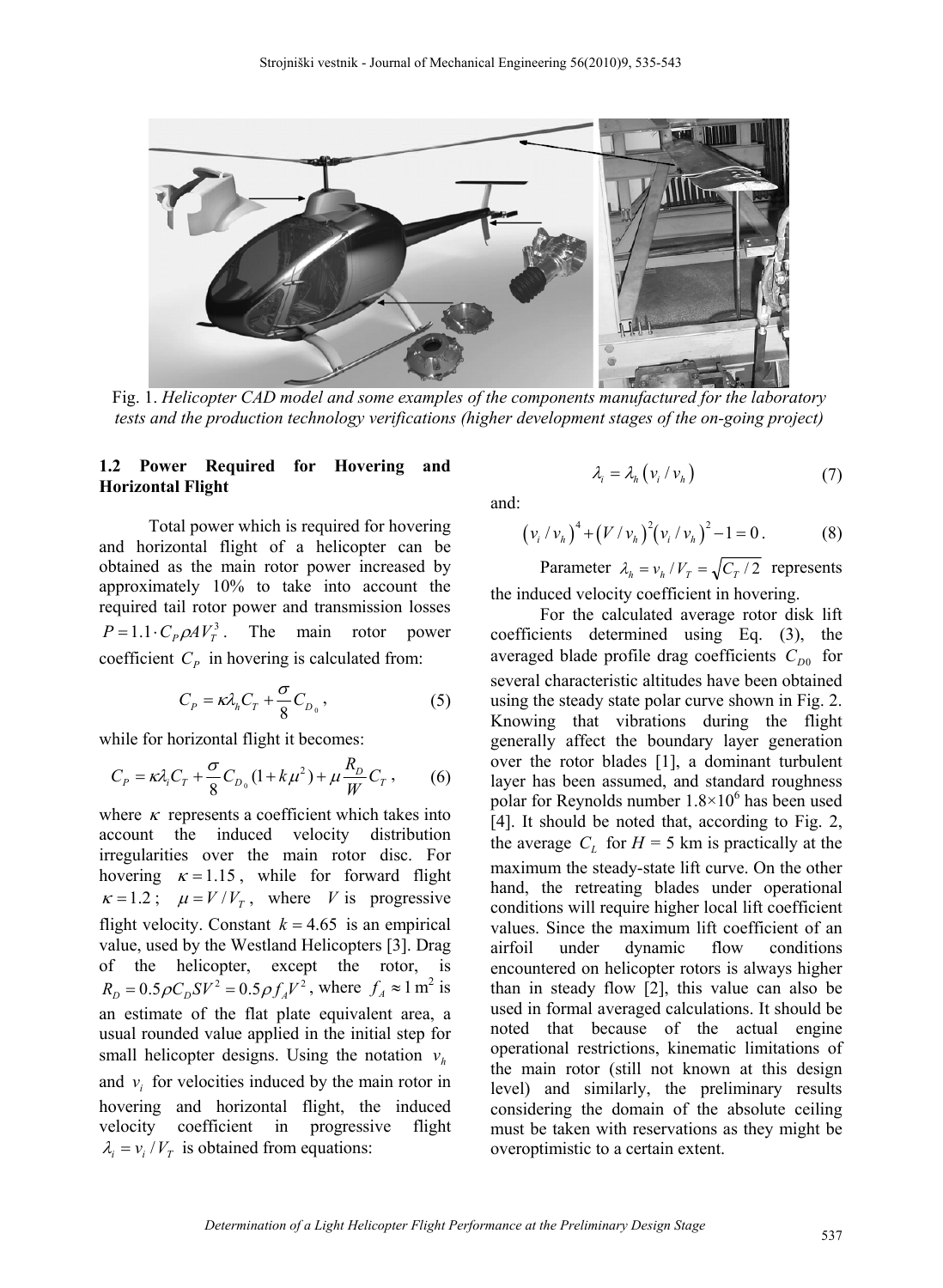Fig. 1. *Helicopter CAD model and some examples of the components manufactured for the laboratory tests and the production technology verifications (higher development stages of the on-going project)*

### 1.2 Power Required for Hovering and Horizontal Flight

Total power which is required for hovering and horizontal flight of a helicopter can be obtained as the main rotor power increased by approximately 10% to take into account the required tail rotor power and transmission losses $P = 1.1 \cdot C_P \rho A V_T^3$. The main rotor power coefficient $C_P$ in hovering is calculated from:

$$C_P = \kappa \lambda_h C_T + \frac{\sigma}{8} C_{D_0}, \tag{5}$$

while for horizontal flight it becomes:

$$C_P = \kappa \lambda_i C_T + \frac{\sigma}{8} C_{D_0} (1 + k\mu^2) + \mu \frac{R_D}{W} C_T, \tag{6}$$

where $\kappa$ represents a coefficient which takes into account the induced velocity distribution irregularities over the main rotor disc. For hovering $\kappa = 1.15$, while for forward flight $\kappa = 1.2$; $\mu = V / V_T$, where $V$ is progressive flight velocity. Constant $k = 4.65$ is an empirical value, used by the Westland Helicopters [3]. Drag of the helicopter, except the rotor, is $R_D = 0.5 \rho C_D S V^2 = 0.5 \rho f_A V^2$, where $f_A \approx 1 \text{ m}^2$ is an estimate of the flat plate equivalent area, a usual rounded value applied in the initial step for small helicopter designs. Using the notation $v_h$ and $v_i$ for velocities induced by the main rotor in hovering and horizontal flight, the induced velocity coefficient in progressive flight $\lambda_i = v_i / V_T$ is obtained from equations:

$$\lambda_i = \lambda_h \left( v_i / v_h \right) \tag{7}$$

and:

$$\left( v_i / v_h \right)^4 + \left( V / v_h \right)^2 \left( v_i / v_h \right)^2 - 1 = 0. \tag{8}$$

Parameter $\lambda_h = v_h / V_T = \sqrt{C_T / 2}$ represents the induced velocity coefficient in hovering.

For the calculated average rotor disk lift coefficients determined using Eq. (3), the averaged blade profile drag coefficients $C_{D0}$ for several characteristic altitudes have been obtained using the steady state polar curve shown in Fig. 2. Knowing that vibrations during the flight generally affect the boundary layer generation over the rotor blades [1], a dominant turbulent layer has been assumed, and standard roughness polar for Reynolds number $1.8 \times 10^6$ has been used [4]. It should be noted that, according to Fig. 2, the average $C_L$ for $H = 5$ km is practically at the maximum the steady-state lift curve. On the other hand, the retreating blades under operational conditions will require higher local lift coefficient values. Since the maximum lift coefficient of an airfoil under dynamic flow conditions encountered on helicopter rotors is always higher than in steady flow [2], this value can also be used in formal averaged calculations. It should be noted that because of the actual engine operational restrictions, kinematic limitations of the main rotor (still not known at this design level) and similarly, the preliminary results considering the domain of the absolute ceiling must be taken with reservations as they might be overoptimistic to a certain extent.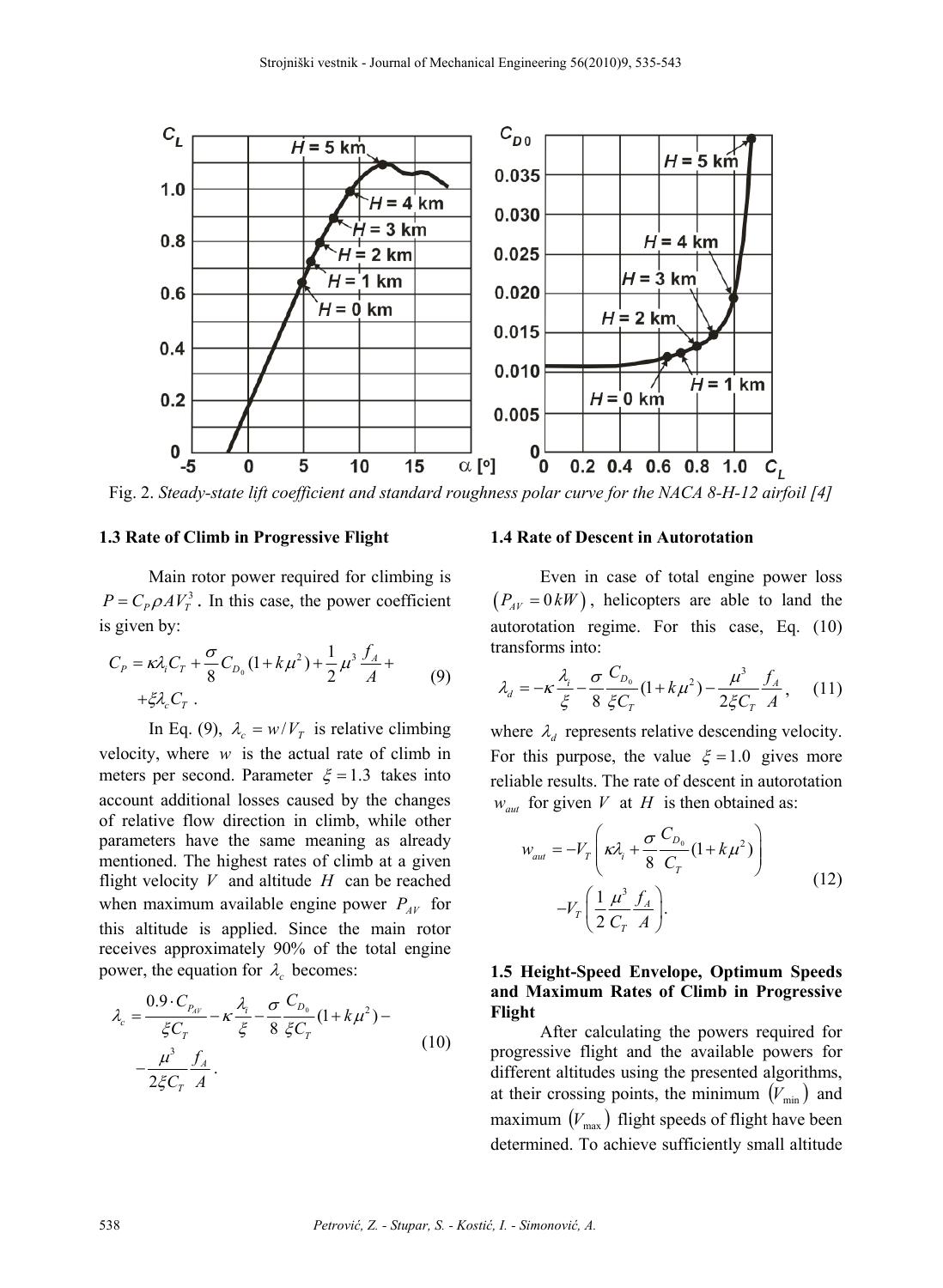$C_L$

$H$ = 5 km

$H$ = 4 km

$H$ = 3 km

$H$ = 2 km

$H$ = 1 km

$H$ = 0 km

1.0

0.8

0.6

0.4

0.2

0

-5 0 5 10 15 α [°]

$C_{D0}$

$H$ = 5 km

0.035

0.030

0.025

0.020

0.015

0.010

0.005

0

$H$ = 4 km

$H$ = 3 km

$H$ = 2 km

$H$ = 1 km

$H$ = 0 km

0 0.2 0.4 0.6 0.8 1.0 $C_L$

Fig. 2. *Steady-state lift coefficient and standard roughness polar curve for the NACA 8-H-12 airfoil [4]*

### 1.3 Rate of Climb in Progressive Flight

Main rotor power required for climbing is $P = C_P \rho A V_T^3$. In this case, the power coefficient is given by:

$$C_P = \kappa \lambda_i C_T + \frac{\sigma}{8} C_{D_0} (1 + k\mu^2) + \frac{1}{2}\mu^3 \frac{f_A}{A} + \xi \lambda_c C_T \,. \tag{9}$$

In Eq. (9), $\lambda_c = w/V_T$ is relative climbing velocity, where $w$ is the actual rate of climb in meters per second. Parameter $\xi = 1.3$ takes into account additional losses caused by the changes of relative flow direction in climb, while other parameters have the same meaning as already mentioned. The highest rates of climb at a given flight velocity $V$ and altitude $H$ can be reached when maximum available engine power $P_{AV}$ for this altitude is applied. Since the main rotor receives approximately 90% of the total engine power, the equation for $\lambda_c$ becomes:

$$\lambda_c = \frac{0.9 \cdot C_{P_{AV}}}{\xi C_T} - \kappa \frac{\lambda_i}{\xi} - \frac{\sigma}{8} \frac{C_{D_0}}{\xi C_T} (1 + k\mu^2) - \frac{\mu^3}{2\xi C_T} \frac{f_A}{A} \,. \tag{10}$$

### 1.4 Rate of Descent in Autorotation

Even in case of total engine power loss $(P_{AV} = 0\,kW)$, helicopters are able to land the autorotation regime. For this case, Eq. (10) transforms into:

$$\lambda_d = -\kappa \frac{\lambda_i}{\xi} - \frac{\sigma}{8} \frac{C_{D_0}}{\xi C_T} (1 + k\mu^2) - \frac{\mu^3}{2\xi C_T} \frac{f_A}{A} \,, \tag{11}$$

where $\lambda_d$ represents relative descending velocity. For this purpose, the value $\xi = 1.0$ gives more reliable results. The rate of descent in autorotation $w_{aut}$ for given $V$ at $H$ is then obtained as:

$$w_{aut} = -V_T \left( \kappa \lambda_i + \frac{\sigma}{8} \frac{C_{D_0}}{C_T} (1 + k\mu^2) \right) - V_T \left( \frac{1}{2} \frac{\mu^3}{C_T} \frac{f_A}{A} \right). \tag{12}$$

### 1.5 Height-Speed Envelope, Optimum Speeds and Maximum Rates of Climb in Progressive Flight

After calculating the powers required for progressive flight and the available powers for different altitudes using the presented algorithms, at their crossing points, the minimum $(V_{\min})$ and maximum $(V_{\max})$ flight speeds of flight have been determined. To achieve sufficiently small altitude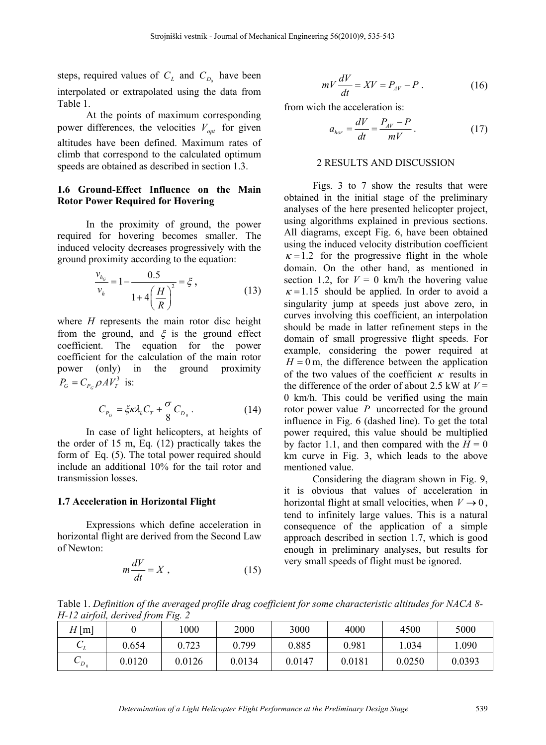steps, required values of $C_L$ and $C_{D_0}$ have been interpolated or extrapolated using the data from Table 1.

At the points of maximum corresponding power differences, the velocities $V_{opt}$ for given altitudes have been defined. Maximum rates of climb that correspond to the calculated optimum speeds are obtained as described in section 1.3.

### 1.6 Ground-Effect Influence on the Main Rotor Power Required for Hovering

In the proximity of ground, the power required for hovering becomes smaller. The induced velocity decreases progressively with the ground proximity according to the equation:

$$\frac{v_{h_G}}{v_h} = 1 - \frac{0.5}{1 + 4\left(\frac{H}{R}\right)^2} = \xi , \tag{13}$$

where $H$ represents the main rotor disc height from the ground, and $\xi$ is the ground effect coefficient. The equation for the power coefficient for the calculation of the main rotor power (only) in the ground proximity $P_G = C_{P_G} \rho A V_T^3$ is:

$$C_{P_G} = \xi \kappa \lambda_h C_T + \frac{\sigma}{8} C_{D_0} . \tag{14}$$

In case of light helicopters, at heights of the order of 15 m, Eq. (12) practically takes the form of Eq. (5). The total power required should include an additional 10% for the tail rotor and transmission losses.

### 1.7 Acceleration in Horizontal Flight

Expressions which define acceleration in horizontal flight are derived from the Second Law of Newton:

$$m \frac{dV}{dt} = X , \tag{15}$$

$$mV \frac{dV}{dt} = XV = P_{AV} - P . \tag{16}$$

from wich the acceleration is:

$$a_{hor} = \frac{dV}{dt} = \frac{P_{AV} - P}{mV} . \tag{17}$$

## 2 RESULTS AND DISCUSSION

Figs. 3 to 7 show the results that were obtained in the initial stage of the preliminary analyses of the here presented helicopter project, using algorithms explained in previous sections. All diagrams, except Fig. 6, have been obtained using the induced velocity distribution coefficient $\kappa = 1.2$ for the progressive flight in the whole domain. On the other hand, as mentioned in section 1.2, for $V$ = 0 km/h the hovering value $\kappa = 1.15$ should be applied. In order to avoid a singularity jump at speeds just above zero, in curves involving this coefficient, an interpolation should be made in latter refinement steps in the domain of small progressive flight speeds. For example, considering the power required at $H = 0$ m, the difference between the application of the two values of the coefficient $\kappa$ results in the difference of the order of about 2.5 kW at $V$ = 0 km/h. This could be verified using the main rotor power value $P$ uncorrected for the ground influence in Fig. 6 (dashed line). To get the total power required, this value should be multiplied by factor 1.1, and then compared with the $H$ = 0 km curve in Fig. 3, which leads to the above mentioned value.

Considering the diagram shown in Fig. 9, it is obvious that values of acceleration in horizontal flight at small velocities, when $V \to 0$, tend to infinitely large values. This is a natural consequence of the application of a simple approach described in section 1.7, which is good enough in preliminary analyses, but results for very small speeds of flight must be ignored.

Table 1. *Definition of the averaged profile drag coefficient for some characteristic altitudes for NACA 8-H-12 airfoil, derived from Fig. 2*

| $H$ [m] | 0 | 1000 | 2000 | 3000 | 4000 | 4500 | 5000 |
|---|---|---|---|---|---|---|---|
| $C_L$ | 0.654 | 0.723 | 0.799 | 0.885 | 0.981 | 1.034 | 1.090 |
| $C_{D_0}$ | 0.0120 | 0.0126 | 0.0134 | 0.0147 | 0.0181 | 0.0250 | 0.0393 |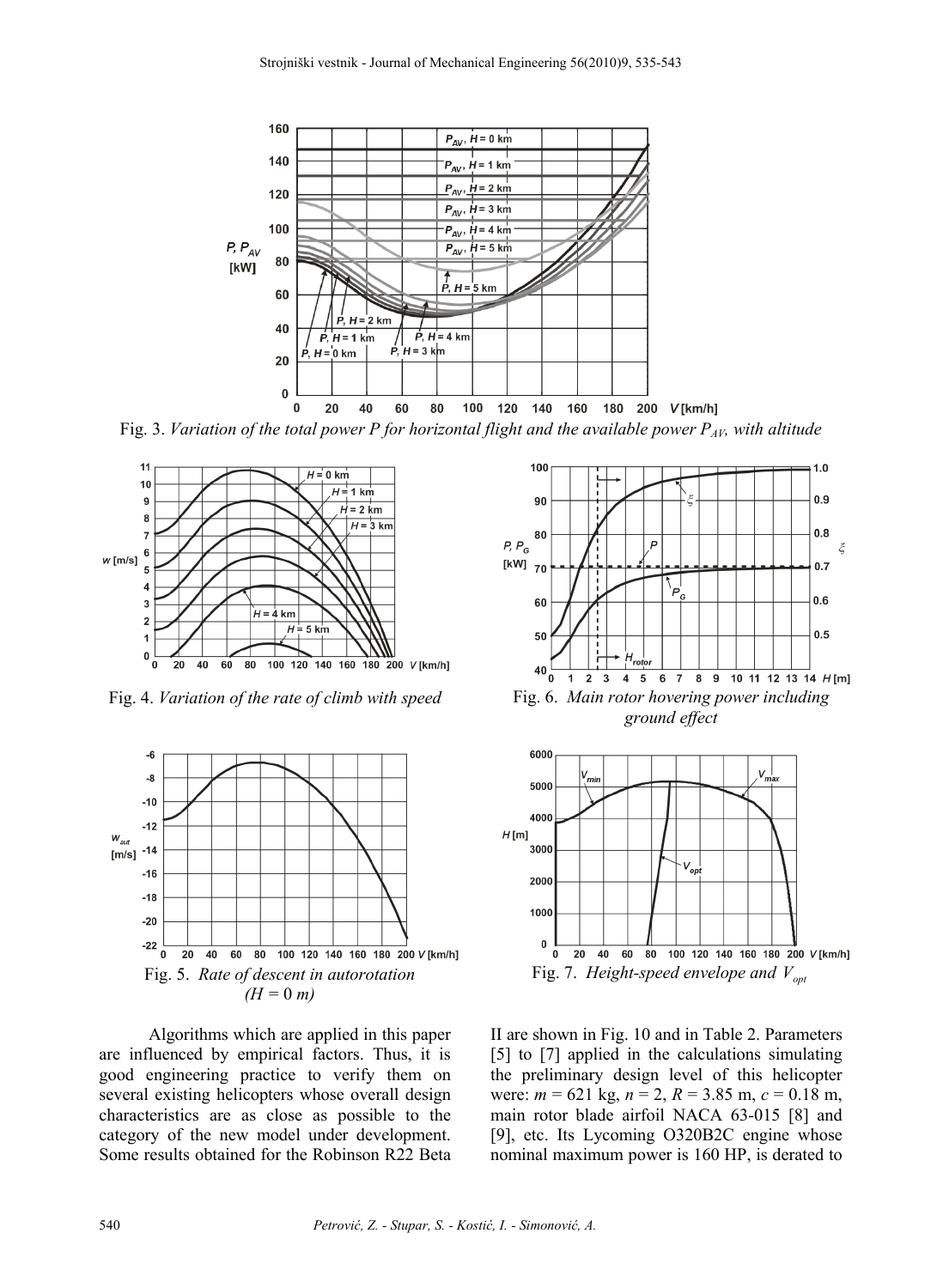160
140
120
100
80
60
40
20
0

$P$, $P_{AV}$ [kW]

$P_{AV}$, $H$ = 0 km
$P_{AV}$, $H$ = 1 km
$P_{AV}$, $H$ = 2 km
$P_{AV}$, $H$ = 3 km
$P_{AV}$, $H$ = 4 km
$P_{AV}$, $H$ = 5 km
$P$, $H$ = 5 km
$P$, $H$ = 2 km
$P$, $H$ = 1 km
$P$, $H$ = 0 km
$P$, $H$ = 4 km
$P$, $H$ = 3 km

0 20 40 60 80 100 120 140 160 180 200 $V$ [km/h]

Fig. 3. *Variation of the total power P for horizontal flight and the available power $P_{AV}$, with altitude*

11
10
9
8
7
6
5
4
3
2
1
0

$w$ [m/s]

$H$ = 0 km
$H$ = 1 km
$H$ = 2 km
$H$ = 3 km
$H$ = 4 km
$H$ = 5 km

0 20 40 60 80 100 120 140 160 180 200 $V$ [km/h]

Fig. 4. *Variation of the rate of climb with speed*

100
90
80
70
60
50
40

$P$, $P_G$ [kW]

1.0
0.9
0.8
0.7
0.6
0.5

$\xi$

$P$
$P_G$
$H_{rotor}$

0 1 2 3 4 5 6 7 8 9 10 11 12 13 14 $H$ [m]

Fig. 6. *Main rotor hovering power including ground effect*

-6
-8
-10
-12
-14
-16
-18
-20
-22

$w_{aut}$ [m/s]

0 20 40 60 80 100 120 140 160 180 200 $V$ [km/h]

Fig. 5. *Rate of descent in autorotation ($H$ = 0 m)*

6000
5000
4000
3000
2000
1000
0

$H$ [m]

$V_{min}$
$V_{max}$
$V_{opt}$

0 20 40 60 80 100 120 140 160 180 200 $V$ [km/h]

Fig. 7. *Height-speed envelope and $V_{opt}$*

Algorithms which are applied in this paper are influenced by empirical factors. Thus, it is good engineering practice to verify them on several existing helicopters whose overall design characteristics are as close as possible to the category of the new model under development. Some results obtained for the Robinson R22 Beta II are shown in Fig. 10 and in Table 2. Parameters [5] to [7] applied in the calculations simulating the preliminary design level of this helicopter were: $m$ = 621 kg, $n$ = 2, $R$ = 3.85 m, $c$ = 0.18 m, main rotor blade airfoil NACA 63-015 [8] and [9], etc. Its Lycoming O320B2C engine whose nominal maximum power is 160 HP, is derated to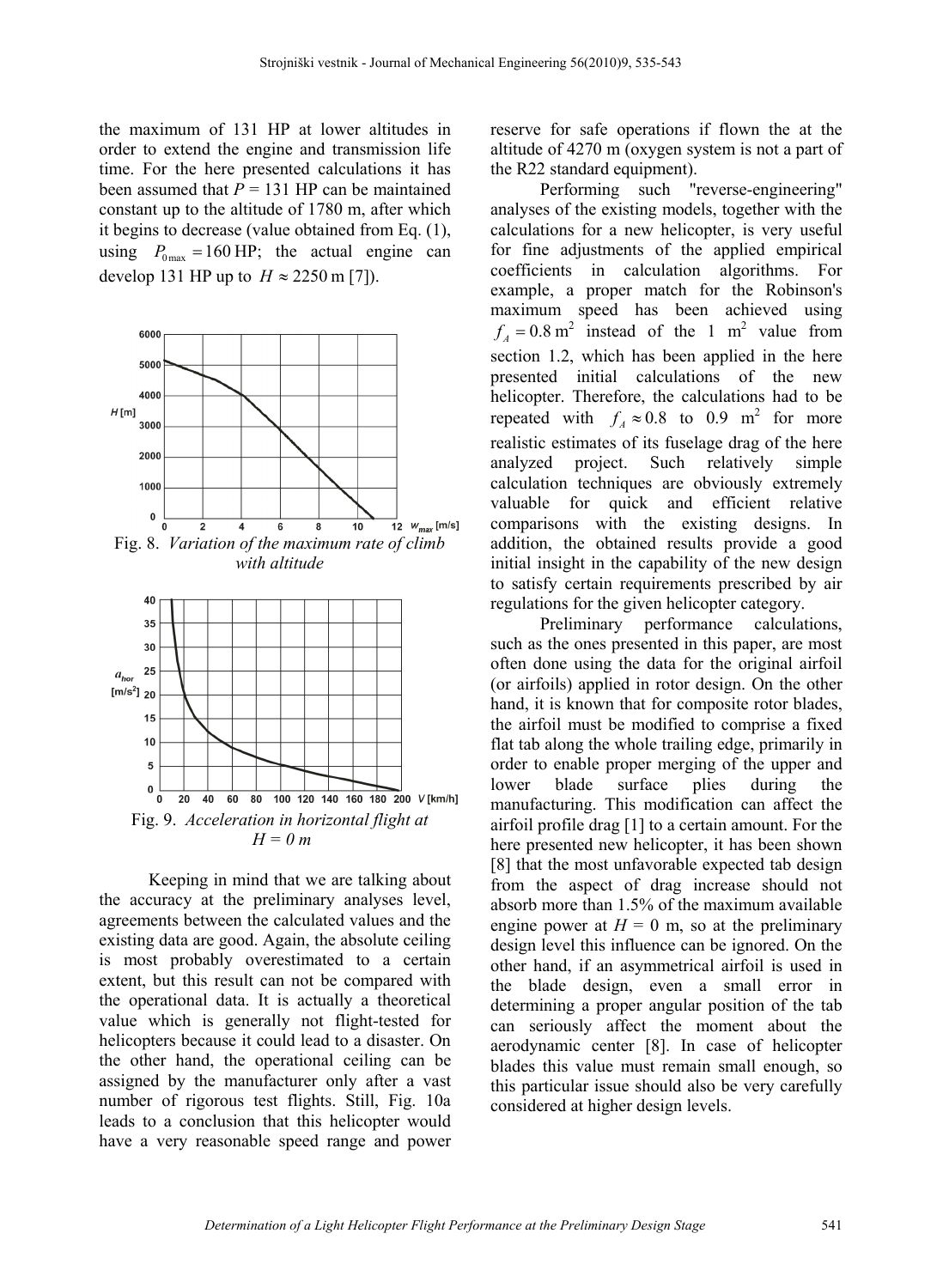the maximum of 131 HP at lower altitudes in order to extend the engine and transmission life time. For the here presented calculations it has been assumed that $P$ = 131 HP can be maintained constant up to the altitude of 1780 m, after which it begins to decrease (value obtained from Eq. (1), using $P_{0\max} = 160$ HP; the actual engine can develop 131 HP up to $H \approx 2250$ m [7]).

6000
5000
4000
$H$ [m]
3000
2000
1000
0
0 2 4 6 8 10 12 $w_{max}$ [m/s]

Fig. 8. *Variation of the maximum rate of climb with altitude*

40
35
30
$a_{hor}$
[m/s$^2$] 25
20
15
10
5
0
0 20 40 60 80 100 120 140 160 180 200 $V$ [km/h]

Fig. 9. *Acceleration in horizontal flight at H = 0 m*

Keeping in mind that we are talking about the accuracy at the preliminary analyses level, agreements between the calculated values and the existing data are good. Again, the absolute ceiling is most probably overestimated to a certain extent, but this result can not be compared with the operational data. It is actually a theoretical value which is generally not flight-tested for helicopters because it could lead to a disaster. On the other hand, the operational ceiling can be assigned by the manufacturer only after a vast number of rigorous test flights. Still, Fig. 10a leads to a conclusion that this helicopter would have a very reasonable speed range and power reserve for safe operations if flown the at the altitude of 4270 m (oxygen system is not a part of the R22 standard equipment).

Performing such "reverse-engineering" analyses of the existing models, together with the calculations for a new helicopter, is very useful for fine adjustments of the applied empirical coefficients in calculation algorithms. For example, a proper match for the Robinson's maximum speed has been achieved using $f_A = 0.8$ m$^2$ instead of the 1 m$^2$ value from section 1.2, which has been applied in the here presented initial calculations of the new helicopter. Therefore, the calculations had to be repeated with $f_A \approx 0.8$ to 0.9 m$^2$ for more realistic estimates of its fuselage drag of the here analyzed project. Such relatively simple calculation techniques are obviously extremely valuable for quick and efficient relative comparisons with the existing designs. In addition, the obtained results provide a good initial insight in the capability of the new design to satisfy certain requirements prescribed by air regulations for the given helicopter category.

Preliminary performance calculations, such as the ones presented in this paper, are most often done using the data for the original airfoil (or airfoils) applied in rotor design. On the other hand, it is known that for composite rotor blades, the airfoil must be modified to comprise a fixed flat tab along the whole trailing edge, primarily in order to enable proper merging of the upper and lower blade surface plies during the manufacturing. This modification can affect the airfoil profile drag [1] to a certain amount. For the here presented new helicopter, it has been shown [8] that the most unfavorable expected tab design from the aspect of drag increase should not absorb more than 1.5% of the maximum available engine power at $H$ = 0 m, so at the preliminary design level this influence can be ignored. On the other hand, if an asymmetrical airfoil is used in the blade design, even a small error in determining a proper angular position of the tab can seriously affect the moment about the aerodynamic center [8]. In case of helicopter blades this value must remain small enough, so this particular issue should also be very carefully considered at higher design levels.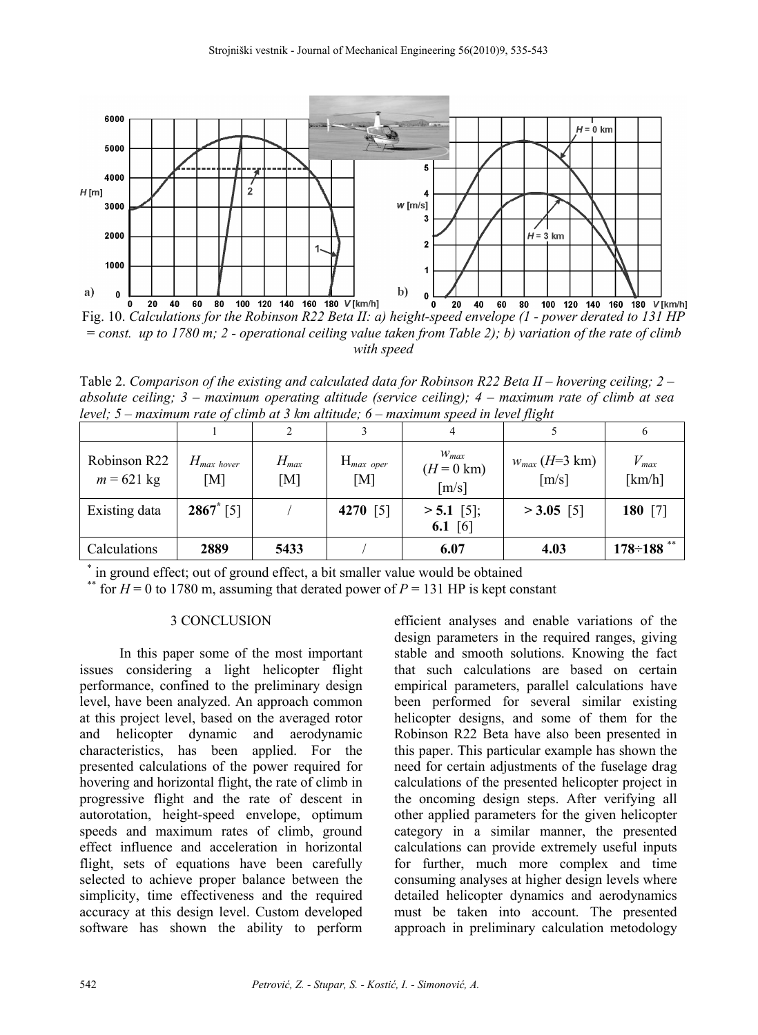6000

5000

4000

H [m]

3000

2000

1000

0

a)

0 20 40 60 80 100 120 140 160 180 V [km/h]

2

1

H = 0 km

5

4

w [m/s]

3

2

1

0

b)

0 20 40 60 80 100 120 140 160 180 V [km/h]

H = 3 km

Fig. 10. *Calculations for the Robinson R22 Beta II: a) height-speed envelope (1 - power derated to 131 HP = const. up to 1780 m; 2 - operational ceiling value taken from Table 2); b) variation of the rate of climb with speed*

Table 2. *Comparison of the existing and calculated data for Robinson R22 Beta II – hovering ceiling; 2 – absolute ceiling; 3 – maximum operating altitude (service ceiling); 4 – maximum rate of climb at sea level; 5 – maximum rate of climb at 3 km altitude; 6 – maximum speed in level flight*

| | 1 | 2 | 3 | 4 | 5 | 6 |
|---|---|---|---|---|---|---|
| Robinson R22 $m$ = 621 kg | $H_{max\ hover}$ [M] | $H_{max}$ [M] | $H_{max\ oper}$ [M] | $w_{max}$ ($H$ = 0 km) [m/s] | $w_{max}$ ($H$=3 km) [m/s] | $V_{max}$ [km/h] |
| Existing data | **2867*** [5] | / | **4270** [5] | **> 5.1** [5]; **6.1** [6] | **> 3.05** [5] | **180** [7] |
| Calculations | **2889** | **5433** | / | **6.07** | **4.03** | **178÷188** ** |

\* in ground effect; out of ground effect, a bit smaller value would be obtained

\*\* for $H$ = 0 to 1780 m, assuming that derated power of $P$ = 131 HP is kept constant

## 3 CONCLUSION

In this paper some of the most important issues considering a light helicopter flight performance, confined to the preliminary design level, have been analyzed. An approach common at this project level, based on the averaged rotor and helicopter dynamic and aerodynamic characteristics, has been applied. For the presented calculations of the power required for hovering and horizontal flight, the rate of climb in progressive flight and the rate of descent in autorotation, height-speed envelope, optimum speeds and maximum rates of climb, ground effect influence and acceleration in horizontal flight, sets of equations have been carefully selected to achieve proper balance between the simplicity, time effectiveness and the required accuracy at this design level. Custom developed software has shown the ability to perform efficient analyses and enable variations of the design parameters in the required ranges, giving stable and smooth solutions. Knowing the fact that such calculations are based on certain empirical parameters, parallel calculations have been performed for several similar existing helicopter designs, and some of them for the Robinson R22 Beta have also been presented in this paper. This particular example has shown the need for certain adjustments of the fuselage drag calculations of the presented helicopter project in the oncoming design steps. After verifying all other applied parameters for the given helicopter category in a similar manner, the presented calculations can provide extremely useful inputs for further, much more complex and time consuming analyses at higher design levels where detailed helicopter dynamics and aerodynamics must be taken into account. The presented approach in preliminary calculation metodology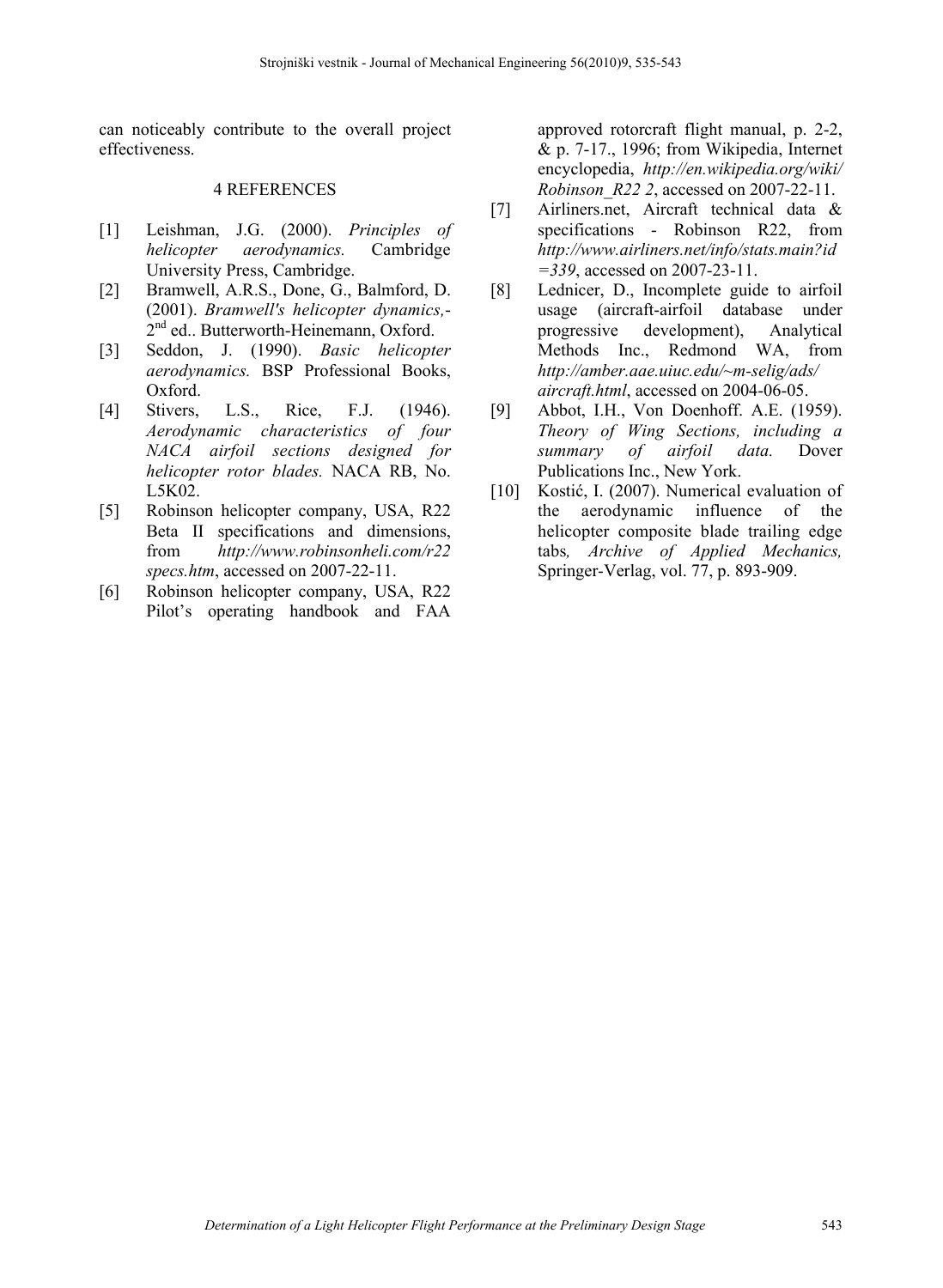can noticeably contribute to the overall project effectiveness.

## 4 REFERENCES

[1] Leishman, J.G. (2000). *Principles of helicopter aerodynamics.* Cambridge University Press, Cambridge.

[2] Bramwell, A.R.S., Done, G., Balmford, D. (2001). *Bramwell's helicopter dynamics,*- 2nd ed.. Butterworth-Heinemann, Oxford.

[3] Seddon, J. (1990). *Basic helicopter aerodynamics.* BSP Professional Books, Oxford.

[4] Stivers, L.S., Rice, F.J. (1946). *Aerodynamic characteristics of four NACA airfoil sections designed for helicopter rotor blades.* NACA RB, No. L5K02.

[5] Robinson helicopter company, USA, R22 Beta II specifications and dimensions, from *http://www.robinsonheli.com/r22specs.htm*, accessed on 2007-22-11.

[6] Robinson helicopter company, USA, R22 Pilot's operating handbook and FAA approved rotorcraft flight manual, p. 2-2, & p. 7-17., 1996; from Wikipedia, Internet encyclopedia, *http://en.wikipedia.org/wiki/Robinson_R22 2*, accessed on 2007-22-11.

[7] Airliners.net, Aircraft technical data & specifications - Robinson R22, from *http://www.airliners.net/info/stats.main?id=339*, accessed on 2007-23-11.

[8] Lednicer, D., Incomplete guide to airfoil usage (aircraft-airfoil database under progressive development), Analytical Methods Inc., Redmond WA, from *http://amber.aae.uiuc.edu/~m-selig/ads/aircraft.html*, accessed on 2004-06-05.

[9] Abbot, I.H., Von Doenhoff. A.E. (1959). *Theory of Wing Sections, including a summary of airfoil data.* Dover Publications Inc., New York.

[10] Kostić, I. (2007). Numerical evaluation of the aerodynamic influence of the helicopter composite blade trailing edge tabs*, Archive of Applied Mechanics,* Springer-Verlag, vol. 77, p. 893-909.